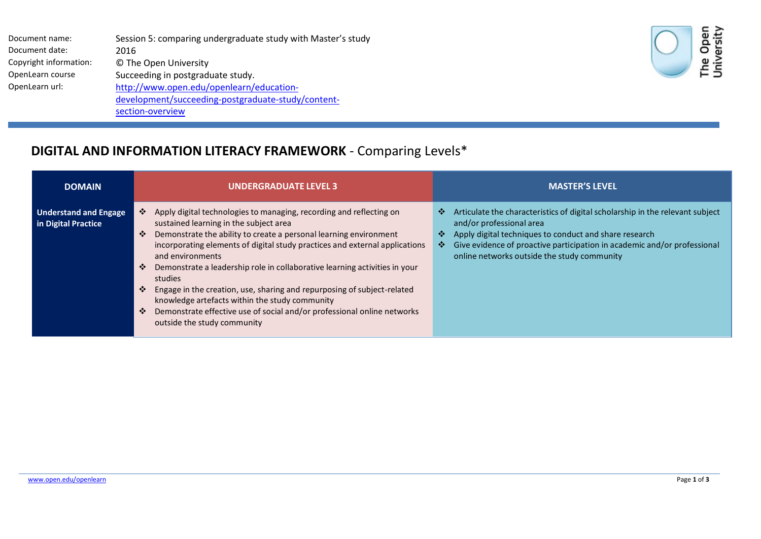| | |
|---|---|
| Document name: | Session 5: comparing undergraduate study with Master's study |
| Document date: | 2016 |
| Copyright information: | © The Open University |
| OpenLearn course | Succeeding in postgraduate study. |
| OpenLearn url: | http://www.open.edu/openlearn/education-development/succeeding-postgraduate-study/content-section-overview |

# **DIGITAL AND INFORMATION LITERACY FRAMEWORK** - Comparing Levels*

| DOMAIN | UNDERGRADUATE LEVEL 3 | MASTER'S LEVEL |
|---|---|---|
| **Understand and Engage in Digital Practice** | ❖ Apply digital technologies to managing, recording and reflecting on sustained learning in the subject area<br>❖ Demonstrate the ability to create a personal learning environment incorporating elements of digital study practices and external applications and environments<br>❖ Demonstrate a leadership role in collaborative learning activities in your studies<br>❖ Engage in the creation, use, sharing and repurposing of subject-related knowledge artefacts within the study community<br>❖ Demonstrate effective use of social and/or professional online networks outside the study community | ❖ Articulate the characteristics of digital scholarship in the relevant subject and/or professional area<br>❖ Apply digital techniques to conduct and share research<br>❖ Give evidence of proactive participation in academic and/or professional online networks outside the study community |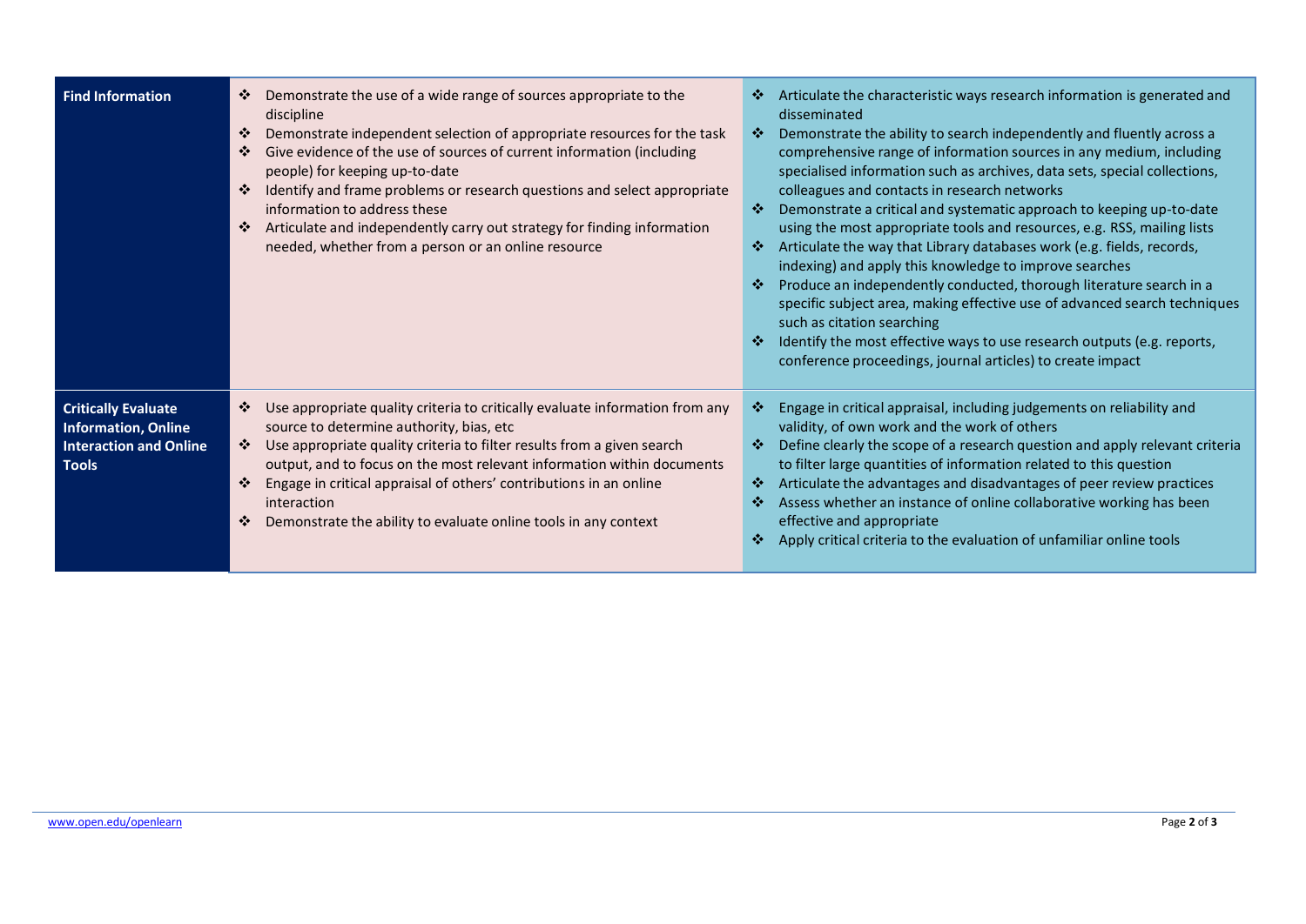| | | |
|---|---|---|
| **Find Information** | ❖ Demonstrate the use of a wide range of sources appropriate to the discipline<br>❖ Demonstrate independent selection of appropriate resources for the task<br>❖ Give evidence of the use of sources of current information (including people) for keeping up-to-date<br>❖ Identify and frame problems or research questions and select appropriate information to address these<br>❖ Articulate and independently carry out strategy for finding information needed, whether from a person or an online resource | ❖ Articulate the characteristic ways research information is generated and disseminated<br>❖ Demonstrate the ability to search independently and fluently across a comprehensive range of information sources in any medium, including specialised information such as archives, data sets, special collections, colleagues and contacts in research networks<br>❖ Demonstrate a critical and systematic approach to keeping up-to-date using the most appropriate tools and resources, e.g. RSS, mailing lists<br>❖ Articulate the way that Library databases work (e.g. fields, records, indexing) and apply this knowledge to improve searches<br>❖ Produce an independently conducted, thorough literature search in a specific subject area, making effective use of advanced search techniques such as citation searching<br>❖ Identify the most effective ways to use research outputs (e.g. reports, conference proceedings, journal articles) to create impact |
| **Critically Evaluate Information, Online Interaction and Online Tools** | ❖ Use appropriate quality criteria to critically evaluate information from any source to determine authority, bias, etc<br>❖ Use appropriate quality criteria to filter results from a given search output, and to focus on the most relevant information within documents<br>❖ Engage in critical appraisal of others' contributions in an online interaction<br>❖ Demonstrate the ability to evaluate online tools in any context | ❖ Engage in critical appraisal, including judgements on reliability and validity, of own work and the work of others<br>❖ Define clearly the scope of a research question and apply relevant criteria to filter large quantities of information related to this question<br>❖ Articulate the advantages and disadvantages of peer review practices<br>❖ Assess whether an instance of online collaborative working has been effective and appropriate<br>❖ Apply critical criteria to the evaluation of unfamiliar online tools |

www.open.edu/openlearn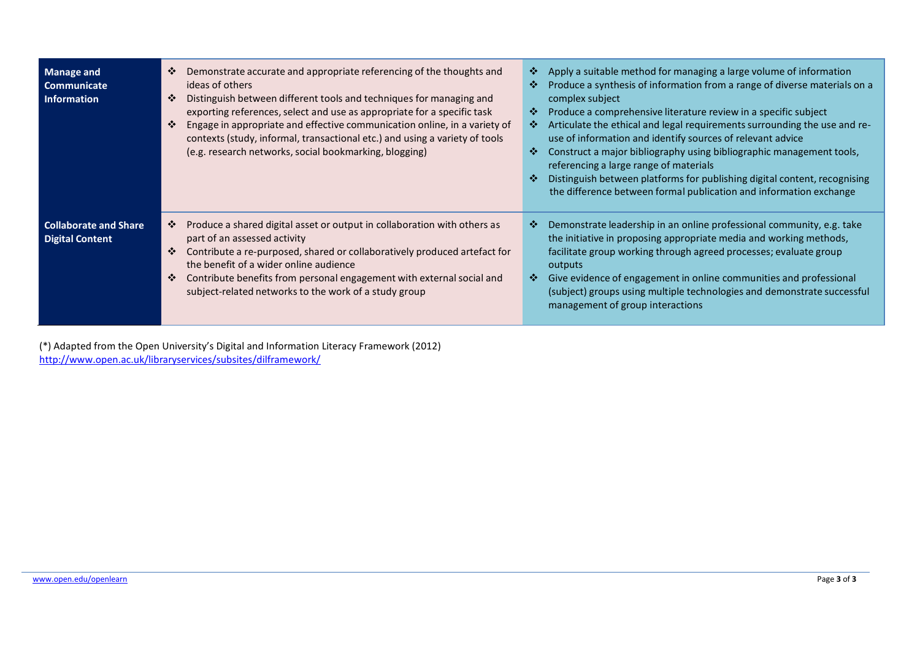| | | |
|---|---|---|
| **Manage and Communicate Information** | ❖ Demonstrate accurate and appropriate referencing of the thoughts and ideas of others<br>❖ Distinguish between different tools and techniques for managing and exporting references, select and use as appropriate for a specific task<br>❖ Engage in appropriate and effective communication online, in a variety of contexts (study, informal, transactional etc.) and using a variety of tools (e.g. research networks, social bookmarking, blogging) | ❖ Apply a suitable method for managing a large volume of information<br>❖ Produce a synthesis of information from a range of diverse materials on a complex subject<br>❖ Produce a comprehensive literature review in a specific subject<br>❖ Articulate the ethical and legal requirements surrounding the use and re-use of information and identify sources of relevant advice<br>❖ Construct a major bibliography using bibliographic management tools, referencing a large range of materials<br>❖ Distinguish between platforms for publishing digital content, recognising the difference between formal publication and information exchange |
| **Collaborate and Share Digital Content** | ❖ Produce a shared digital asset or output in collaboration with others as part of an assessed activity<br>❖ Contribute a re-purposed, shared or collaboratively produced artefact for the benefit of a wider online audience<br>❖ Contribute benefits from personal engagement with external social and subject-related networks to the work of a study group | ❖ Demonstrate leadership in an online professional community, e.g. take the initiative in proposing appropriate media and working methods, facilitate group working through agreed processes; evaluate group outputs<br>❖ Give evidence of engagement in online communities and professional (subject) groups using multiple technologies and demonstrate successful management of group interactions |

(*) Adapted from the Open University's Digital and Information Literacy Framework (2012)
http://www.open.ac.uk/libraryservices/subsites/dilframework/